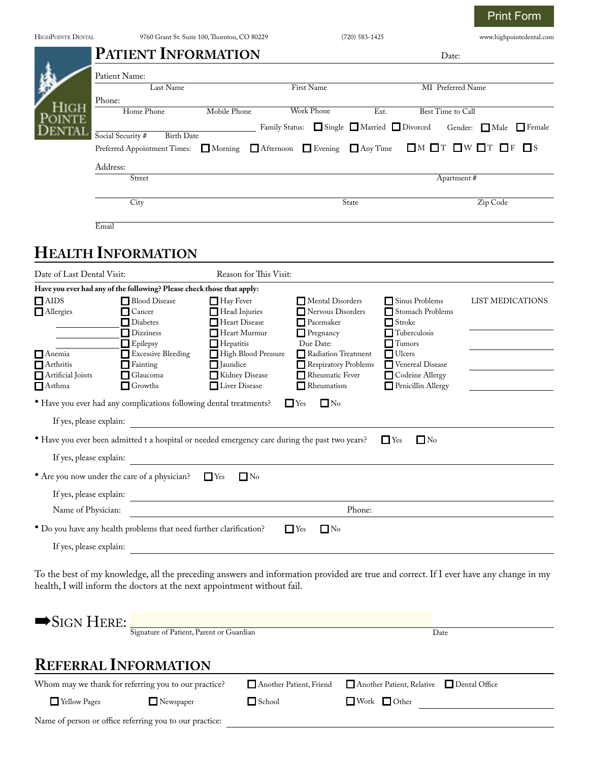Print Form

HighPointe Dental | 9760 Grant St. Suite 100, Thornton, CO 80229 | (720) 583-1425 | www.highpointedental.com

# Patient Information

Date:

Patient Name:
Last Name | First Name | MI | Preferred Name

Phone:
Home Phone | Mobile Phone | Work Phone | Ext. | Best Time to Call

Social Security # | Birth Date

Family Status: ☐ Single ☐ Married ☐ Divorced   Gender: ☐ Male ☐ Female

Preferred Appointment Times: ☐ Morning ☐ Afternoon ☐ Evening ☐ Any Time   ☐ M ☐ T ☐ W ☐ T ☐ F ☐ S

Address:
Street | Apartment #

City | State | Zip Code

Email

# Health Information

Date of Last Dental Visit: | Reason for This Visit:

**Have you ever had any of the following? Please check those that apply:**

| | | | | | |
|---|---|---|---|---|---|
| ☐ AIDS | ☐ Blood Disease | ☐ Hay Fever | ☐ Mental Disorders | ☐ Sinus Problems | LIST MEDICATIONS |
| ☐ Allergies | ☐ Cancer | ☐ Head Injuries | ☐ Nervous Disorders | ☐ Stomach Problems | |
| | ☐ Diabetes | ☐ Heart Disease | ☐ Pacemaker | ☐ Stroke | |
| | ☐ Dizziness | ☐ Heart Murmur | ☐ Pregnancy | ☐ Tuberculosis | |
| | ☐ Epilepsy | ☐ Hepatitis | Due Date: | ☐ Tumors | |
| ☐ Anemia | ☐ Excessive Bleeding | ☐ High Blood Pressure | ☐ Radiation Treatment | ☐ Ulcers | |
| ☐ Arthritis | ☐ Fainting | ☐ Jaundice | ☐ Respiratory Problems | ☐ Venereal Disease | |
| ☐ Artificial Joints | ☐ Glaucoma | ☐ Kidney Disease | ☐ Rheumatic Fever | ☐ Codeine Allergy | |
| ☐ Asthma | ☐ Growths | ☐ Liver Disease | ☐ Rheumatism | ☐ Penicillin Allergy | |

- Have you ever had any complications following dental treatments? ☐ Yes ☐ No

  If yes, please explain:

- Have you ever been admitted t a hospital or needed emergency care during the past two years? ☐ Yes ☐ No

  If yes, please explain:

- Are you now under the care of a physician? ☐ Yes ☐ No

  If yes, please explain:

  Name of Physician: | Phone:

- Do you have any health problems that need further clarification? ☐ Yes ☐ No

  If yes, please explain:

To the best of my knowledge, all the preceding answers and information provided are true and correct. If I ever have any change in my health, I will inform the doctors at the next appointment without fail.

➡Sign Here:
Signature of Patient, Parent or Guardian | Date

# Referral Information

Whom may we thank for referring you to our practice? ☐ Another Patient, Friend ☐ Another Patient, Relative ☐ Dental Office

☐ Yellow Pages ☐ Newspaper ☐ School ☐ Work ☐ Other

Name of person or office referring you to our practice: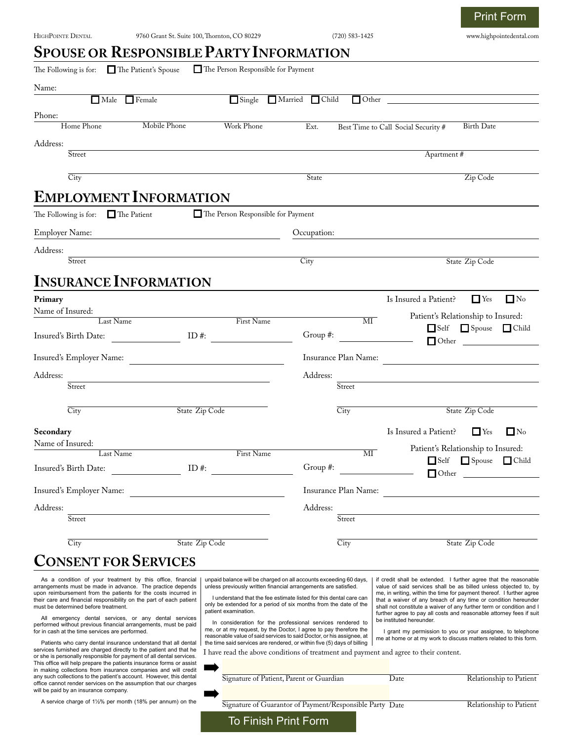Print Form

HighPointe Dental 9760 Grant St. Suite 100, Thornton, CO 80229 (720) 583-1425 www.highpointedental.com

# Spouse or Responsible Party Information

The Following is for: ☐ The Patient's Spouse ☐ The Person Responsible for Payment

Name:

☐ Male ☐ Female ☐ Single ☐ Married ☐ Child ☐ Other

Phone:

Home Phone | Mobile Phone | Work Phone | Ext. | Best Time to Call | Social Security # | Birth Date

Address:

Street | Apartment #

City | State | Zip Code

# Employment Information

The Following is for: ☐ The Patient ☐ The Person Responsible for Payment

Employer Name: Occupation:

Address:

Street | City | State | Zip Code

# Insurance Information

**Primary**

Is Insured a Patient? ☐ Yes ☐ No

Name of Insured:

Last Name | First Name | MI

Patient's Relationship to Insured: ☐ Self ☐ Spouse ☐ Child ☐ Other

Insured's Birth Date: ID #: Group #:

Insured's Employer Name: Insurance Plan Name:

Address: Street | City | State | Zip Code

Address: Street | City | State | Zip Code

**Secondary**

Is Insured a Patient? ☐ Yes ☐ No

Name of Insured:

Last Name | First Name | MI

Patient's Relationship to Insured: ☐ Self ☐ Spouse ☐ Child ☐ Other

Insured's Birth Date: ID #: Group #:

Insured's Employer Name: Insurance Plan Name:

Address: Street | City | State | Zip Code

Address: Street | City | State | Zip Code

# Consent for Services

As a condition of your treatment by this office, financial arrangements must be made in advance. The practice depends upon reimbursement from the patients for the costs incurred in their care and financial responsibility on the part of each patient must be determined before treatment.

All emergency dental services, or any dental services performed without previous financial arrangements, must be paid for in cash at the time services are performed.

Patients who carry dental insurance understand that all dental services furnished are charged directly to the patient and that he or she is personally responsible for payment of all dental services. This office will help prepare the patients insurance forms or assist in making collections from insurance companies and will credit any such collections to the patient's account. However, this dental office cannot render services on the assumption that our charges will be paid by an insurance company.

A service charge of 1½% per month (18% per annum) on the unpaid balance will be charged on all accounts exceeding 60 days, unless previously written financial arrangements are satisfied.

I understand that the fee estimate listed for this dental care can only be extended for a period of six months from the date of the patient examination.

In consideration for the professional services rendered to me, or at my request, by the Doctor, I agree to pay therefore the reasonable value of said services to said Doctor, or his assignee, at the time said services are rendered, or within five (5) days of billing if credit shall be extended. I further agree that the reasonable value of said services shall be as billed unless objected to, by me, in writing, within the time for payment thereof. I further agree that a waiver of any breach of any time or condition hereunder shall not constitute a waiver of any further term or condition and I further agree to pay all costs and reasonable attorney fees if suit be instituted hereunder.

I grant my permission to you or your assignee, to telephone me at home or at my work to discuss matters related to this form.

I have read the above conditions of treatment and payment and agree to their content.

Signature of Patient, Parent or Guardian | Date | Relationship to Patient

Signature of Guarantor of Payment/Responsible Party | Date | Relationship to Patient

To Finish Print Form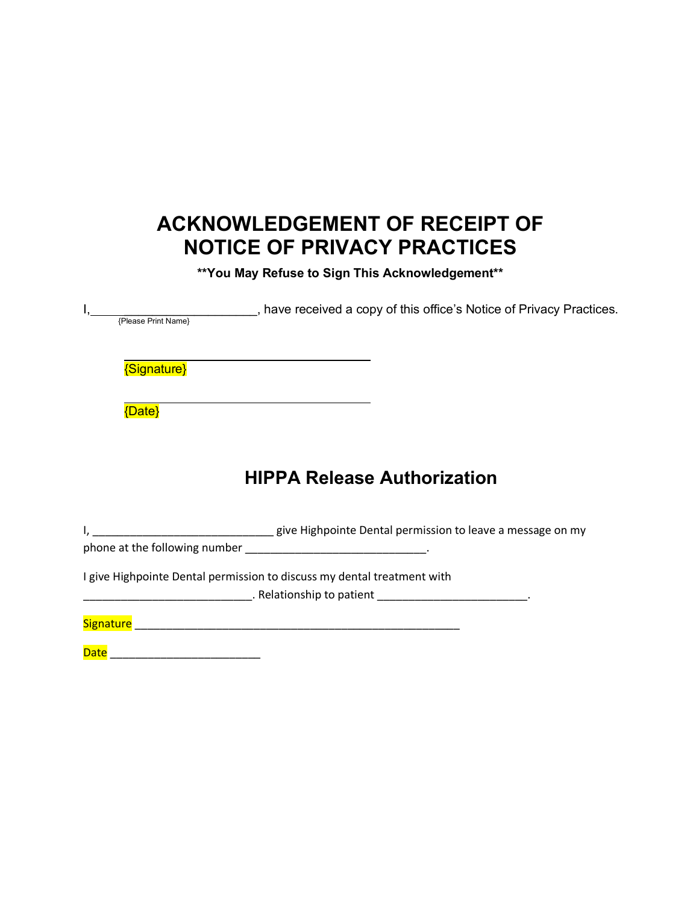# ACKNOWLEDGEMENT OF RECEIPT OF NOTICE OF PRIVACY PRACTICES

**\*\*You May Refuse to Sign This Acknowledgement\*\***

I,_________________________, have received a copy of this office's Notice of Privacy Practices.
{Please Print Name}

______________________________________
{Signature}

______________________________________
{Date}

## HIPPA Release Authorization

I, _____________________________ give Highpointe Dental permission to leave a message on my phone at the following number _____________________________.

I give Highpointe Dental permission to discuss my dental treatment with ___________________________. Relationship to patient ________________________.

Signature ____________________________________________________

Date ________________________